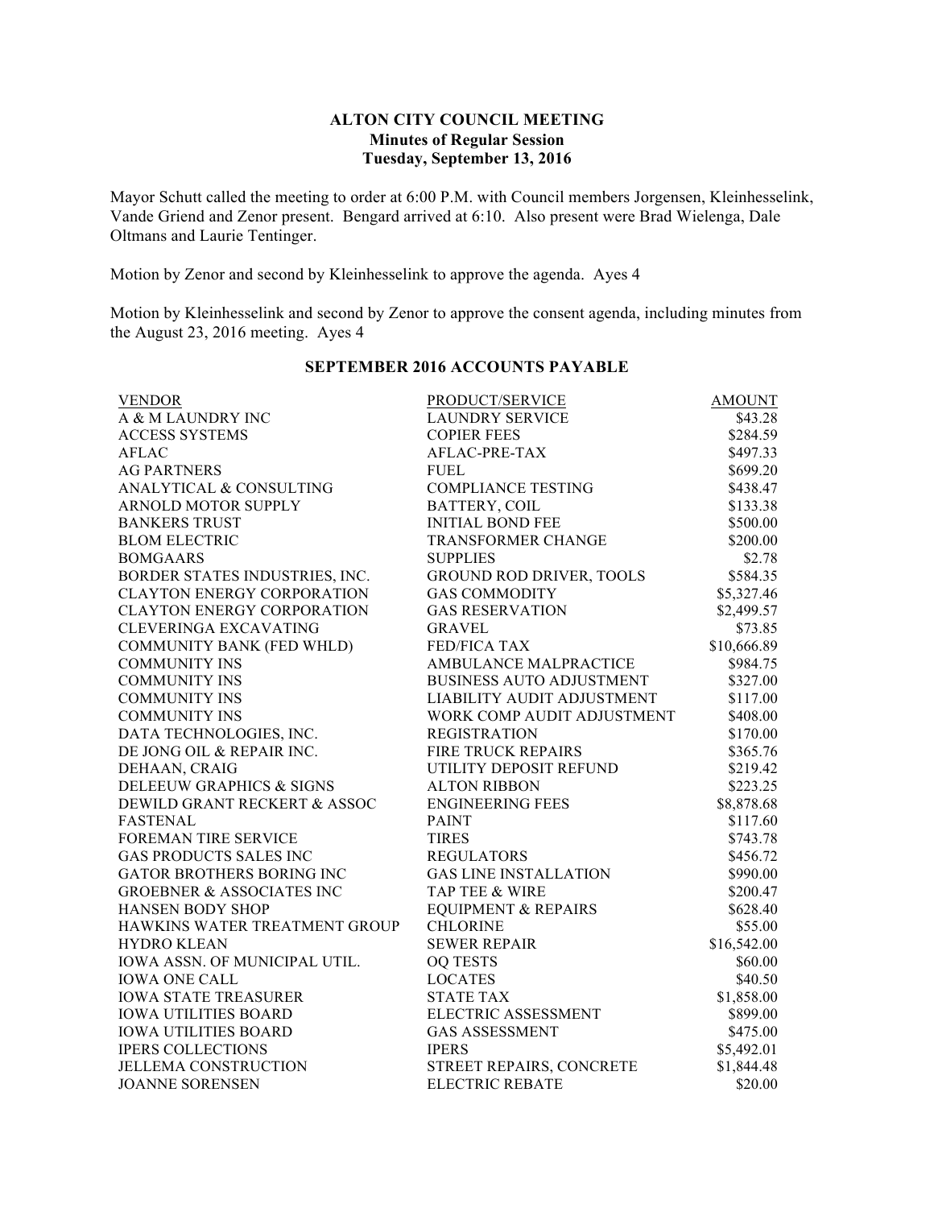# ALTON CITY COUNCIL MEETING
## Minutes of Regular Session
### Tuesday, September 13, 2016

Mayor Schutt called the meeting to order at 6:00 P.M. with Council members Jorgensen, Kleinhesselink, Vande Griend and Zenor present. Bengard arrived at 6:10. Also present were Brad Wielenga, Dale Oltmans and Laurie Tentinger.

Motion by Zenor and second by Kleinhesselink to approve the agenda. Ayes 4

Motion by Kleinhesselink and second by Zenor to approve the consent agenda, including minutes from the August 23, 2016 meeting. Ayes 4

## SEPTEMBER 2016 ACCOUNTS PAYABLE

| VENDOR | PRODUCT/SERVICE | AMOUNT |
|---|---|---|
| A & M LAUNDRY INC | LAUNDRY SERVICE | $43.28 |
| ACCESS SYSTEMS | COPIER FEES | $284.59 |
| AFLAC | AFLAC-PRE-TAX | $497.33 |
| AG PARTNERS | FUEL | $699.20 |
| ANALYTICAL & CONSULTING | COMPLIANCE TESTING | $438.47 |
| ARNOLD MOTOR SUPPLY | BATTERY, COIL | $133.38 |
| BANKERS TRUST | INITIAL BOND FEE | $500.00 |
| BLOM ELECTRIC | TRANSFORMER CHANGE | $200.00 |
| BOMGAARS | SUPPLIES | $2.78 |
| BORDER STATES INDUSTRIES, INC. | GROUND ROD DRIVER, TOOLS | $584.35 |
| CLAYTON ENERGY CORPORATION | GAS COMMODITY | $5,327.46 |
| CLAYTON ENERGY CORPORATION | GAS RESERVATION | $2,499.57 |
| CLEVERINGA EXCAVATING | GRAVEL | $73.85 |
| COMMUNITY BANK (FED WHLD) | FED/FICA TAX | $10,666.89 |
| COMMUNITY INS | AMBULANCE MALPRACTICE | $984.75 |
| COMMUNITY INS | BUSINESS AUTO ADJUSTMENT | $327.00 |
| COMMUNITY INS | LIABILITY AUDIT ADJUSTMENT | $117.00 |
| COMMUNITY INS | WORK COMP AUDIT ADJUSTMENT | $408.00 |
| DATA TECHNOLOGIES, INC. | REGISTRATION | $170.00 |
| DE JONG OIL & REPAIR INC. | FIRE TRUCK REPAIRS | $365.76 |
| DEHAAN, CRAIG | UTILITY DEPOSIT REFUND | $219.42 |
| DELEEUW GRAPHICS & SIGNS | ALTON RIBBON | $223.25 |
| DEWILD GRANT RECKERT & ASSOC | ENGINEERING FEES | $8,878.68 |
| FASTENAL | PAINT | $117.60 |
| FOREMAN TIRE SERVICE | TIRES | $743.78 |
| GAS PRODUCTS SALES INC | REGULATORS | $456.72 |
| GATOR BROTHERS BORING INC | GAS LINE INSTALLATION | $990.00 |
| GROEBNER & ASSOCIATES INC | TAP TEE & WIRE | $200.47 |
| HANSEN BODY SHOP | EQUIPMENT & REPAIRS | $628.40 |
| HAWKINS WATER TREATMENT GROUP | CHLORINE | $55.00 |
| HYDRO KLEAN | SEWER REPAIR | $16,542.00 |
| IOWA ASSN. OF MUNICIPAL UTIL. | OQ TESTS | $60.00 |
| IOWA ONE CALL | LOCATES | $40.50 |
| IOWA STATE TREASURER | STATE TAX | $1,858.00 |
| IOWA UTILITIES BOARD | ELECTRIC ASSESSMENT | $899.00 |
| IOWA UTILITIES BOARD | GAS ASSESSMENT | $475.00 |
| IPERS COLLECTIONS | IPERS | $5,492.01 |
| JELLEMA CONSTRUCTION | STREET REPAIRS, CONCRETE | $1,844.48 |
| JOANNE SORENSEN | ELECTRIC REBATE | $20.00 |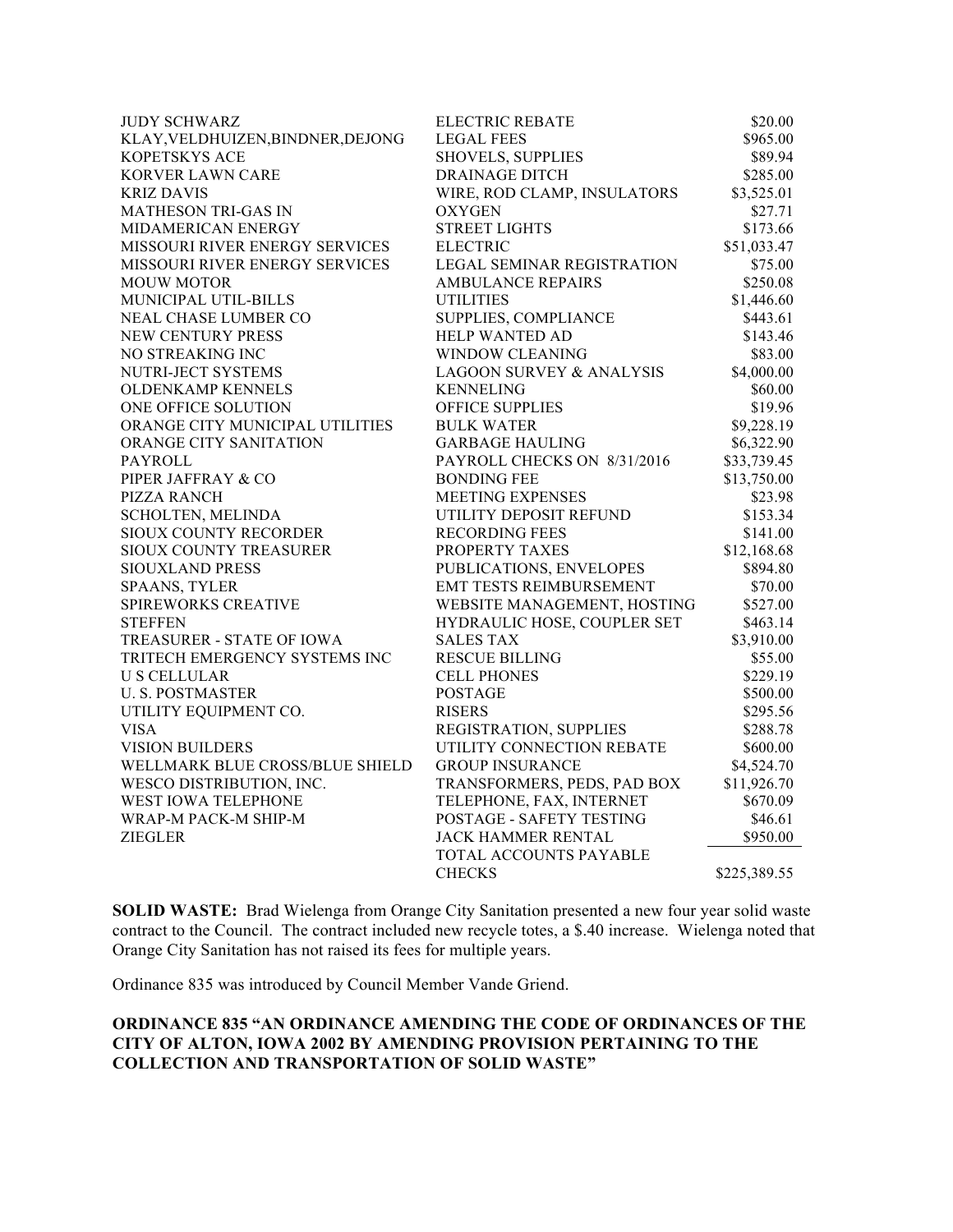| | | |
|---|---|---|
| JUDY SCHWARZ | ELECTRIC REBATE | $20.00 |
| KLAY,VELDHUIZEN,BINDNER,DEJONG | LEGAL FEES | $965.00 |
| KOPETSKYS ACE | SHOVELS, SUPPLIES | $89.94 |
| KORVER LAWN CARE | DRAINAGE DITCH | $285.00 |
| KRIZ DAVIS | WIRE, ROD CLAMP, INSULATORS | $3,525.01 |
| MATHESON TRI-GAS IN | OXYGEN | $27.71 |
| MIDAMERICAN ENERGY | STREET LIGHTS | $173.66 |
| MISSOURI RIVER ENERGY SERVICES | ELECTRIC | $51,033.47 |
| MISSOURI RIVER ENERGY SERVICES | LEGAL SEMINAR REGISTRATION | $75.00 |
| MOUW MOTOR | AMBULANCE REPAIRS | $250.08 |
| MUNICIPAL UTIL-BILLS | UTILITIES | $1,446.60 |
| NEAL CHASE LUMBER CO | SUPPLIES, COMPLIANCE | $443.61 |
| NEW CENTURY PRESS | HELP WANTED AD | $143.46 |
| NO STREAKING INC | WINDOW CLEANING | $83.00 |
| NUTRI-JECT SYSTEMS | LAGOON SURVEY & ANALYSIS | $4,000.00 |
| OLDENKAMP KENNELS | KENNELING | $60.00 |
| ONE OFFICE SOLUTION | OFFICE SUPPLIES | $19.96 |
| ORANGE CITY MUNICIPAL UTILITIES | BULK WATER | $9,228.19 |
| ORANGE CITY SANITATION | GARBAGE HAULING | $6,322.90 |
| PAYROLL | PAYROLL CHECKS ON 8/31/2016 | $33,739.45 |
| PIPER JAFFRAY & CO | BONDING FEE | $13,750.00 |
| PIZZA RANCH | MEETING EXPENSES | $23.98 |
| SCHOLTEN, MELINDA | UTILITY DEPOSIT REFUND | $153.34 |
| SIOUX COUNTY RECORDER | RECORDING FEES | $141.00 |
| SIOUX COUNTY TREASURER | PROPERTY TAXES | $12,168.68 |
| SIOUXLAND PRESS | PUBLICATIONS, ENVELOPES | $894.80 |
| SPAANS, TYLER | EMT TESTS REIMBURSEMENT | $70.00 |
| SPIREWORKS CREATIVE | WEBSITE MANAGEMENT, HOSTING | $527.00 |
| STEFFEN | HYDRAULIC HOSE, COUPLER SET | $463.14 |
| TREASURER - STATE OF IOWA | SALES TAX | $3,910.00 |
| TRITECH EMERGENCY SYSTEMS INC | RESCUE BILLING | $55.00 |
| U S CELLULAR | CELL PHONES | $229.19 |
| U. S. POSTMASTER | POSTAGE | $500.00 |
| UTILITY EQUIPMENT CO. | RISERS | $295.56 |
| VISA | REGISTRATION, SUPPLIES | $288.78 |
| VISION BUILDERS | UTILITY CONNECTION REBATE | $600.00 |
| WELLMARK BLUE CROSS/BLUE SHIELD | GROUP INSURANCE | $4,524.70 |
| WESCO DISTRIBUTION, INC. | TRANSFORMERS, PEDS, PAD BOX | $11,926.70 |
| WEST IOWA TELEPHONE | TELEPHONE, FAX, INTERNET | $670.09 |
| WRAP-M PACK-M SHIP-M | POSTAGE - SAFETY TESTING | $46.61 |
| ZIEGLER | JACK HAMMER RENTAL | $950.00 |
| | TOTAL ACCOUNTS PAYABLE CHECKS | $225,389.55 |

**SOLID WASTE:** Brad Wielenga from Orange City Sanitation presented a new four year solid waste contract to the Council. The contract included new recycle totes, a $.40 increase. Wielenga noted that Orange City Sanitation has not raised its fees for multiple years.

Ordinance 835 was introduced by Council Member Vande Griend.

**ORDINANCE 835 "AN ORDINANCE AMENDING THE CODE OF ORDINANCES OF THE CITY OF ALTON, IOWA 2002 BY AMENDING PROVISION PERTAINING TO THE COLLECTION AND TRANSPORTATION OF SOLID WASTE"**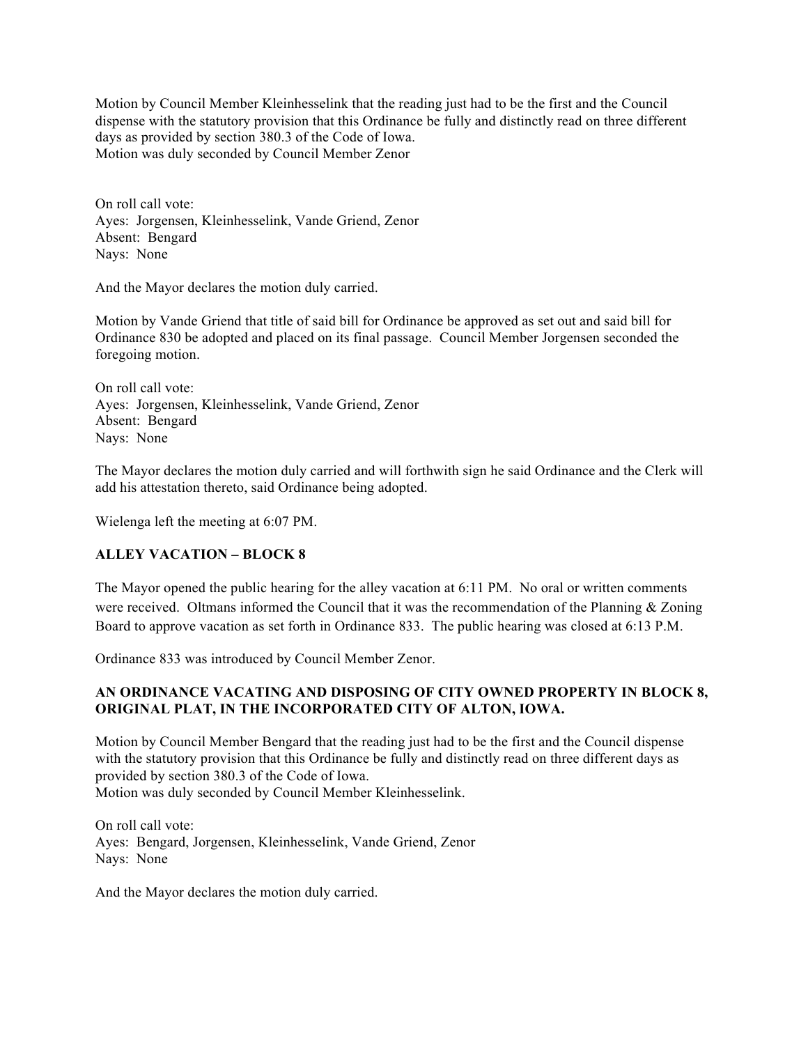Motion by Council Member Kleinhesselink that the reading just had to be the first and the Council dispense with the statutory provision that this Ordinance be fully and distinctly read on three different days as provided by section 380.3 of the Code of Iowa.
Motion was duly seconded by Council Member Zenor

On roll call vote:
Ayes: Jorgensen, Kleinhesselink, Vande Griend, Zenor
Absent: Bengard
Nays: None

And the Mayor declares the motion duly carried.

Motion by Vande Griend that title of said bill for Ordinance be approved as set out and said bill for Ordinance 830 be adopted and placed on its final passage. Council Member Jorgensen seconded the foregoing motion.

On roll call vote:
Ayes: Jorgensen, Kleinhesselink, Vande Griend, Zenor
Absent: Bengard
Nays: None

The Mayor declares the motion duly carried and will forthwith sign he said Ordinance and the Clerk will add his attestation thereto, said Ordinance being adopted.

Wielenga left the meeting at 6:07 PM.

**ALLEY VACATION – BLOCK 8**

The Mayor opened the public hearing for the alley vacation at 6:11 PM. No oral or written comments were received. Oltmans informed the Council that it was the recommendation of the Planning & Zoning Board to approve vacation as set forth in Ordinance 833. The public hearing was closed at 6:13 P.M.

Ordinance 833 was introduced by Council Member Zenor.

**AN ORDINANCE VACATING AND DISPOSING OF CITY OWNED PROPERTY IN BLOCK 8, ORIGINAL PLAT, IN THE INCORPORATED CITY OF ALTON, IOWA.**

Motion by Council Member Bengard that the reading just had to be the first and the Council dispense with the statutory provision that this Ordinance be fully and distinctly read on three different days as provided by section 380.3 of the Code of Iowa.
Motion was duly seconded by Council Member Kleinhesselink.

On roll call vote:
Ayes: Bengard, Jorgensen, Kleinhesselink, Vande Griend, Zenor
Nays: None

And the Mayor declares the motion duly carried.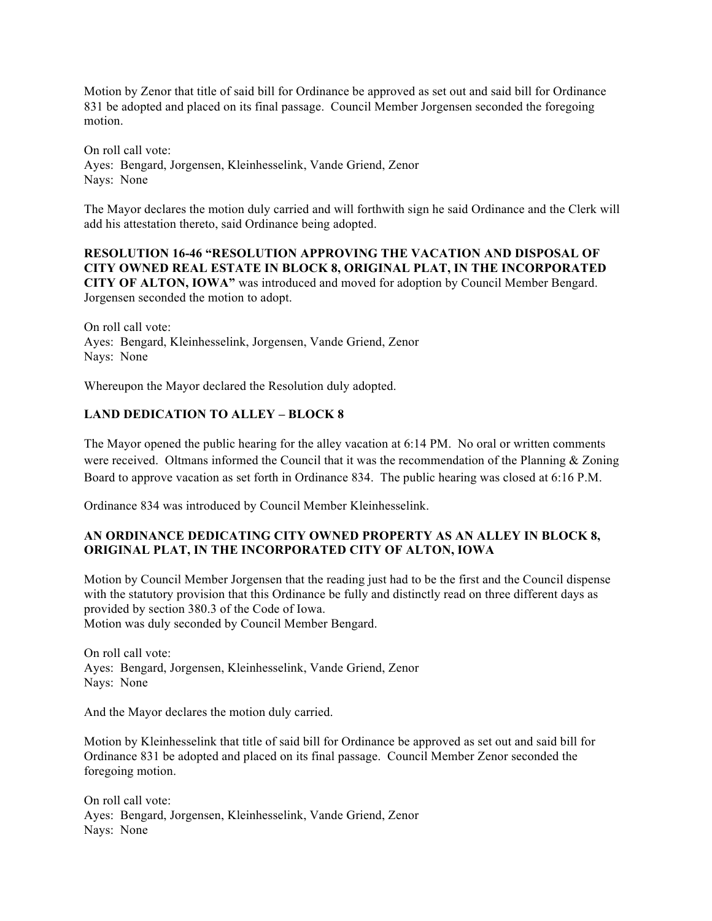Motion by Zenor that title of said bill for Ordinance be approved as set out and said bill for Ordinance 831 be adopted and placed on its final passage. Council Member Jorgensen seconded the foregoing motion.

On roll call vote:
Ayes: Bengard, Jorgensen, Kleinhesselink, Vande Griend, Zenor
Nays: None

The Mayor declares the motion duly carried and will forthwith sign he said Ordinance and the Clerk will add his attestation thereto, said Ordinance being adopted.

**RESOLUTION 16-46 "RESOLUTION APPROVING THE VACATION AND DISPOSAL OF CITY OWNED REAL ESTATE IN BLOCK 8, ORIGINAL PLAT, IN THE INCORPORATED CITY OF ALTON, IOWA"** was introduced and moved for adoption by Council Member Bengard. Jorgensen seconded the motion to adopt.

On roll call vote:
Ayes: Bengard, Kleinhesselink, Jorgensen, Vande Griend, Zenor
Nays: None

Whereupon the Mayor declared the Resolution duly adopted.

**LAND DEDICATION TO ALLEY – BLOCK 8**

The Mayor opened the public hearing for the alley vacation at 6:14 PM. No oral or written comments were received. Oltmans informed the Council that it was the recommendation of the Planning & Zoning Board to approve vacation as set forth in Ordinance 834. The public hearing was closed at 6:16 P.M.

Ordinance 834 was introduced by Council Member Kleinhesselink.

**AN ORDINANCE DEDICATING CITY OWNED PROPERTY AS AN ALLEY IN BLOCK 8, ORIGINAL PLAT, IN THE INCORPORATED CITY OF ALTON, IOWA**

Motion by Council Member Jorgensen that the reading just had to be the first and the Council dispense with the statutory provision that this Ordinance be fully and distinctly read on three different days as provided by section 380.3 of the Code of Iowa.
Motion was duly seconded by Council Member Bengard.

On roll call vote:
Ayes: Bengard, Jorgensen, Kleinhesselink, Vande Griend, Zenor
Nays: None

And the Mayor declares the motion duly carried.

Motion by Kleinhesselink that title of said bill for Ordinance be approved as set out and said bill for Ordinance 831 be adopted and placed on its final passage. Council Member Zenor seconded the foregoing motion.

On roll call vote:
Ayes: Bengard, Jorgensen, Kleinhesselink, Vande Griend, Zenor
Nays: None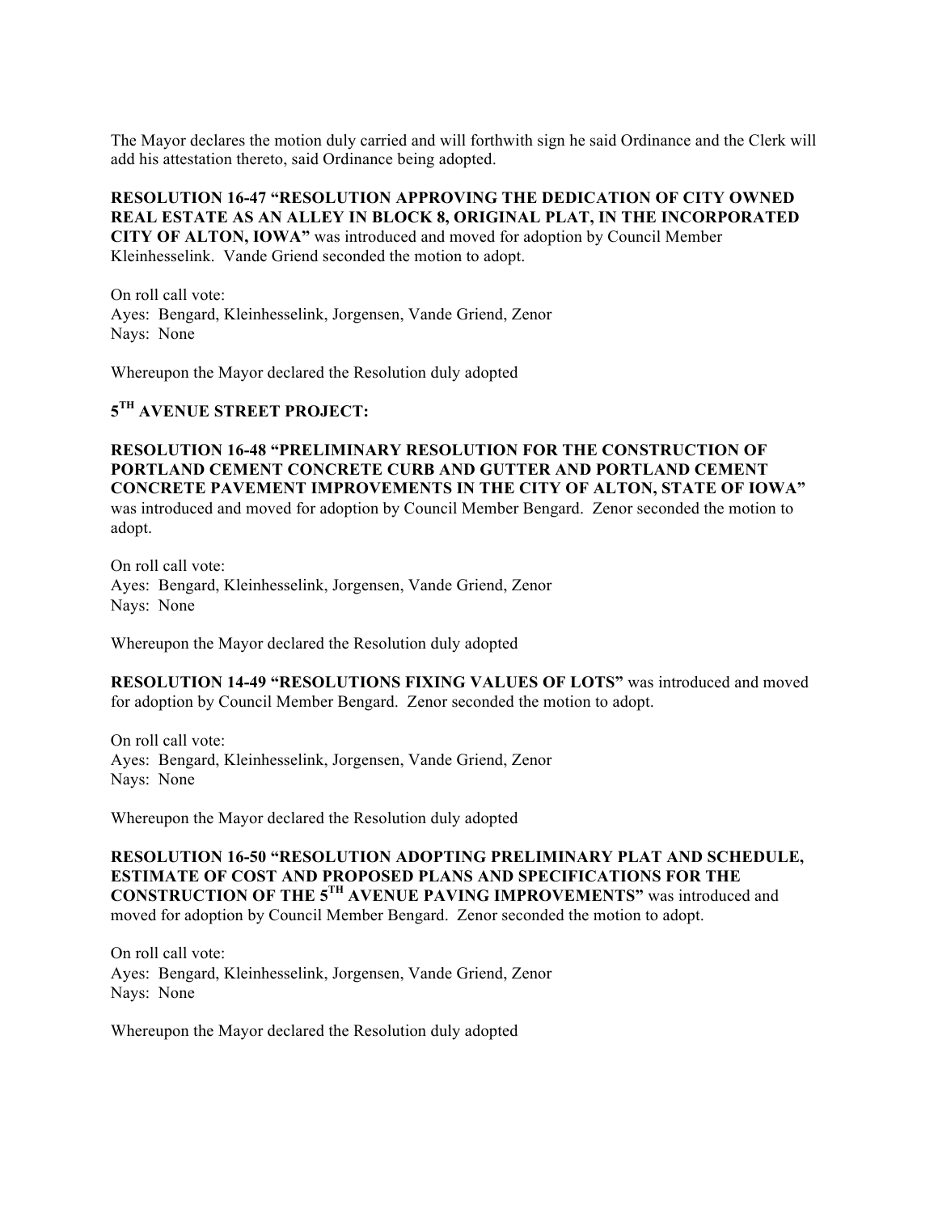The Mayor declares the motion duly carried and will forthwith sign he said Ordinance and the Clerk will add his attestation thereto, said Ordinance being adopted.

**RESOLUTION 16-47 "RESOLUTION APPROVING THE DEDICATION OF CITY OWNED REAL ESTATE AS AN ALLEY IN BLOCK 8, ORIGINAL PLAT, IN THE INCORPORATED CITY OF ALTON, IOWA"** was introduced and moved for adoption by Council Member Kleinhesselink. Vande Griend seconded the motion to adopt.

On roll call vote:
Ayes: Bengard, Kleinhesselink, Jorgensen, Vande Griend, Zenor
Nays: None

Whereupon the Mayor declared the Resolution duly adopted

**5TH AVENUE STREET PROJECT:**

**RESOLUTION 16-48 "PRELIMINARY RESOLUTION FOR THE CONSTRUCTION OF PORTLAND CEMENT CONCRETE CURB AND GUTTER AND PORTLAND CEMENT CONCRETE PAVEMENT IMPROVEMENTS IN THE CITY OF ALTON, STATE OF IOWA"** was introduced and moved for adoption by Council Member Bengard. Zenor seconded the motion to adopt.

On roll call vote:
Ayes: Bengard, Kleinhesselink, Jorgensen, Vande Griend, Zenor
Nays: None

Whereupon the Mayor declared the Resolution duly adopted

**RESOLUTION 14-49 "RESOLUTIONS FIXING VALUES OF LOTS"** was introduced and moved for adoption by Council Member Bengard. Zenor seconded the motion to adopt.

On roll call vote:
Ayes: Bengard, Kleinhesselink, Jorgensen, Vande Griend, Zenor
Nays: None

Whereupon the Mayor declared the Resolution duly adopted

**RESOLUTION 16-50 "RESOLUTION ADOPTING PRELIMINARY PLAT AND SCHEDULE, ESTIMATE OF COST AND PROPOSED PLANS AND SPECIFICATIONS FOR THE CONSTRUCTION OF THE 5TH AVENUE PAVING IMPROVEMENTS"** was introduced and moved for adoption by Council Member Bengard. Zenor seconded the motion to adopt.

On roll call vote:
Ayes: Bengard, Kleinhesselink, Jorgensen, Vande Griend, Zenor
Nays: None

Whereupon the Mayor declared the Resolution duly adopted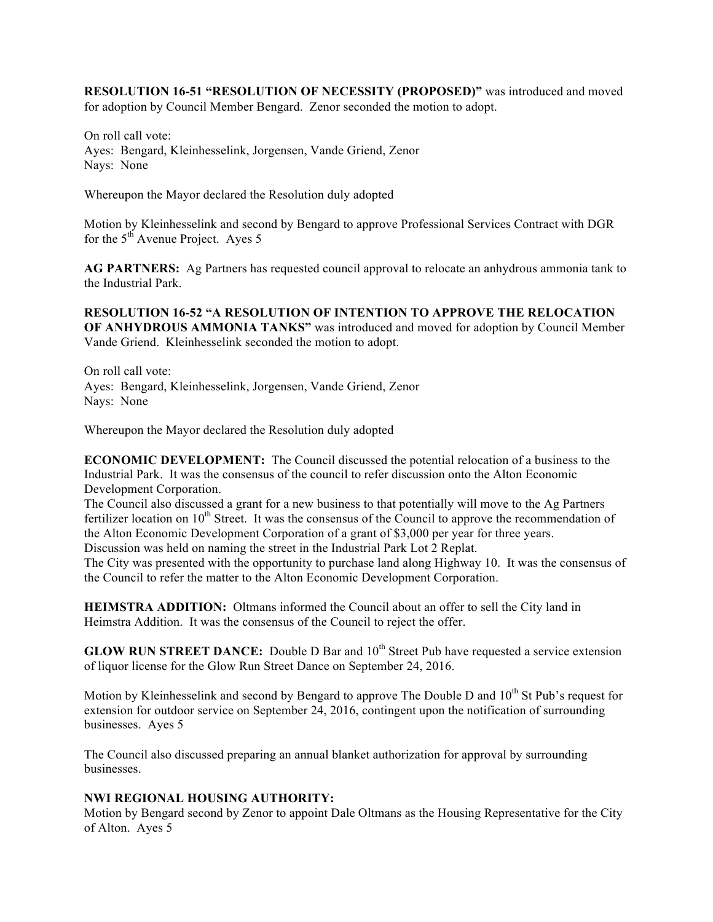**RESOLUTION 16-51 "RESOLUTION OF NECESSITY (PROPOSED)"** was introduced and moved for adoption by Council Member Bengard. Zenor seconded the motion to adopt.

On roll call vote:
Ayes: Bengard, Kleinhesselink, Jorgensen, Vande Griend, Zenor
Nays: None

Whereupon the Mayor declared the Resolution duly adopted

Motion by Kleinhesselink and second by Bengard to approve Professional Services Contract with DGR for the 5th Avenue Project. Ayes 5

**AG PARTNERS:** Ag Partners has requested council approval to relocate an anhydrous ammonia tank to the Industrial Park.

**RESOLUTION 16-52 "A RESOLUTION OF INTENTION TO APPROVE THE RELOCATION OF ANHYDROUS AMMONIA TANKS"** was introduced and moved for adoption by Council Member Vande Griend. Kleinhesselink seconded the motion to adopt.

On roll call vote:
Ayes: Bengard, Kleinhesselink, Jorgensen, Vande Griend, Zenor
Nays: None

Whereupon the Mayor declared the Resolution duly adopted

**ECONOMIC DEVELOPMENT:** The Council discussed the potential relocation of a business to the Industrial Park. It was the consensus of the council to refer discussion onto the Alton Economic Development Corporation.
The Council also discussed a grant for a new business to that potentially will move to the Ag Partners fertilizer location on 10th Street. It was the consensus of the Council to approve the recommendation of the Alton Economic Development Corporation of a grant of $3,000 per year for three years.
Discussion was held on naming the street in the Industrial Park Lot 2 Replat.
The City was presented with the opportunity to purchase land along Highway 10. It was the consensus of the Council to refer the matter to the Alton Economic Development Corporation.

**HEIMSTRA ADDITION:** Oltmans informed the Council about an offer to sell the City land in Heimstra Addition. It was the consensus of the Council to reject the offer.

**GLOW RUN STREET DANCE:** Double D Bar and 10th Street Pub have requested a service extension of liquor license for the Glow Run Street Dance on September 24, 2016.

Motion by Kleinhesselink and second by Bengard to approve The Double D and 10th St Pub's request for extension for outdoor service on September 24, 2016, contingent upon the notification of surrounding businesses. Ayes 5

The Council also discussed preparing an annual blanket authorization for approval by surrounding businesses.

**NWI REGIONAL HOUSING AUTHORITY:**
Motion by Bengard second by Zenor to appoint Dale Oltmans as the Housing Representative for the City of Alton. Ayes 5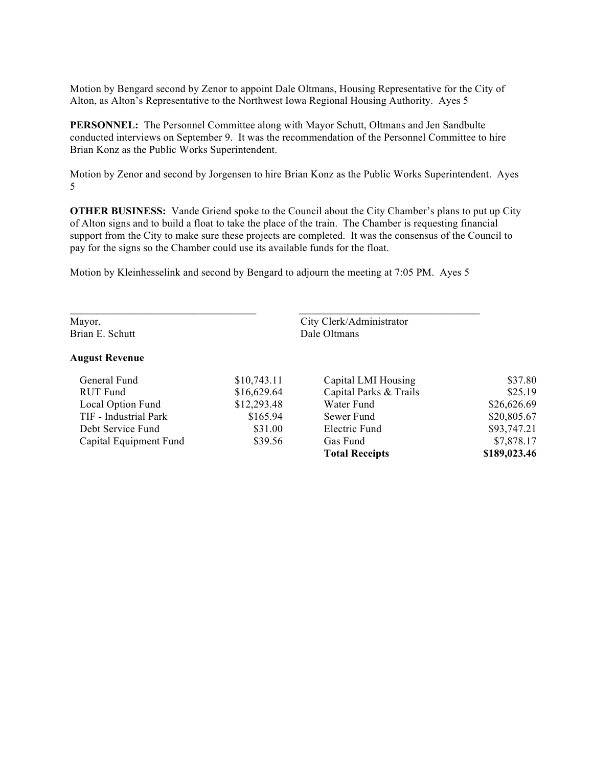Motion by Bengard second by Zenor to appoint Dale Oltmans, Housing Representative for the City of Alton, as Alton's Representative to the Northwest Iowa Regional Housing Authority. Ayes 5

**PERSONNEL:** The Personnel Committee along with Mayor Schutt, Oltmans and Jen Sandbulte conducted interviews on September 9. It was the recommendation of the Personnel Committee to hire Brian Konz as the Public Works Superintendent.

Motion by Zenor and second by Jorgensen to hire Brian Konz as the Public Works Superintendent. Ayes 5

**OTHER BUSINESS:** Vande Griend spoke to the Council about the City Chamber's plans to put up City of Alton signs and to build a float to take the place of the train. The Chamber is requesting financial support from the City to make sure these projects are completed. It was the consensus of the Council to pay for the signs so the Chamber could use its available funds for the float.

Motion by Kleinhesselink and second by Bengard to adjourn the meeting at 7:05 PM. Ayes 5

\_\_\_\_\_\_\_\_\_\_\_\_\_\_\_\_\_\_\_\_\_\_\_\_\_\_\_\_\_\_\_\_\_\_\_\_ \_\_\_\_\_\_\_\_\_\_\_\_\_\_\_\_\_\_\_\_\_\_\_\_\_\_\_\_\_\_\_\_\_\_\_\_

Mayor,
Brian E. Schutt

City Clerk/Administrator
Dale Oltmans

**August Revenue**

| | | | |
|---|---|---|---|
| General Fund | $10,743.11 | Capital LMI Housing | $37.80 |
| RUT Fund | $16,629.64 | Capital Parks & Trails | $25.19 |
| Local Option Fund | $12,293.48 | Water Fund | $26,626.69 |
| TIF - Industrial Park | $165.94 | Sewer Fund | $20,805.67 |
| Debt Service Fund | $31.00 | Electric Fund | $93,747.21 |
| Capital Equipment Fund | $39.56 | Gas Fund | $7,878.17 |
| | | **Total Receipts** | **$189,023.46** |